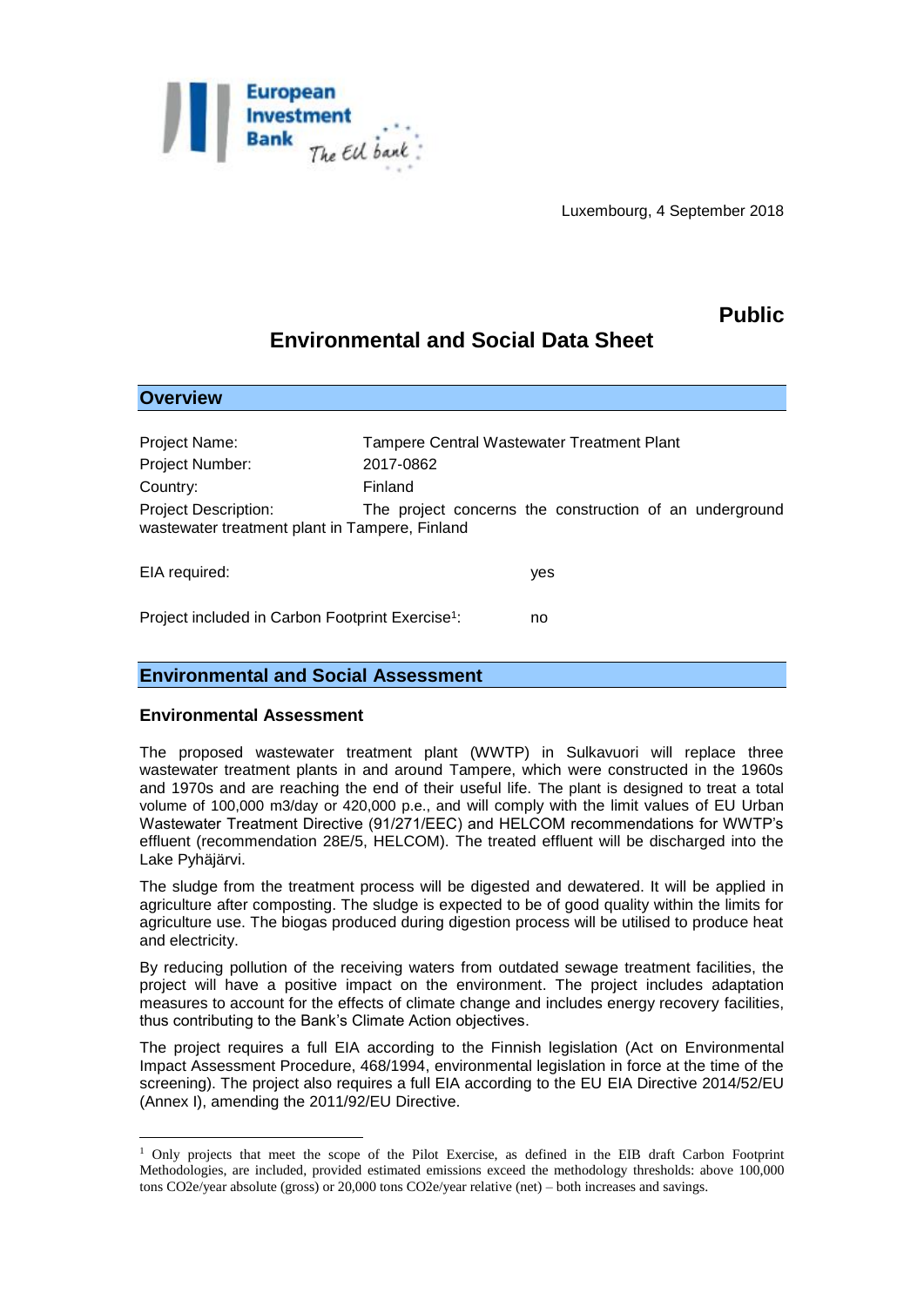Luxembourg, 4 September 2018

**Public**

# Environmental and Social Data Sheet

## Overview

Project Name: Tampere Central Wastewater Treatment Plant

Project Number: 2017-0862

Country: Finland

Project Description: The project concerns the construction of an underground wastewater treatment plant in Tampere, Finland

EIA required: yes

Project included in Carbon Footprint Exercise[1]: no

## Environmental and Social Assessment

### Environmental Assessment

The proposed wastewater treatment plant (WWTP) in Sulkavuori will replace three wastewater treatment plants in and around Tampere, which were constructed in the 1960s and 1970s and are reaching the end of their useful life. The plant is designed to treat a total volume of 100,000 m3/day or 420,000 p.e., and will comply with the limit values of EU Urban Wastewater Treatment Directive (91/271/EEC) and HELCOM recommendations for WWTP's effluent (recommendation 28E/5, HELCOM). The treated effluent will be discharged into the Lake Pyhäjärvi.

The sludge from the treatment process will be digested and dewatered. It will be applied in agriculture after composting. The sludge is expected to be of good quality within the limits for agriculture use. The biogas produced during digestion process will be utilised to produce heat and electricity.

By reducing pollution of the receiving waters from outdated sewage treatment facilities, the project will have a positive impact on the environment. The project includes adaptation measures to account for the effects of climate change and includes energy recovery facilities, thus contributing to the Bank's Climate Action objectives.

The project requires a full EIA according to the Finnish legislation (Act on Environmental Impact Assessment Procedure, 468/1994, environmental legislation in force at the time of the screening). The project also requires a full EIA according to the EU EIA Directive 2014/52/EU (Annex I), amending the 2011/92/EU Directive.

---

[1] Only projects that meet the scope of the Pilot Exercise, as defined in the EIB draft Carbon Footprint Methodologies, are included, provided estimated emissions exceed the methodology thresholds: above 100,000 tons CO2e/year absolute (gross) or 20,000 tons CO2e/year relative (net) – both increases and savings.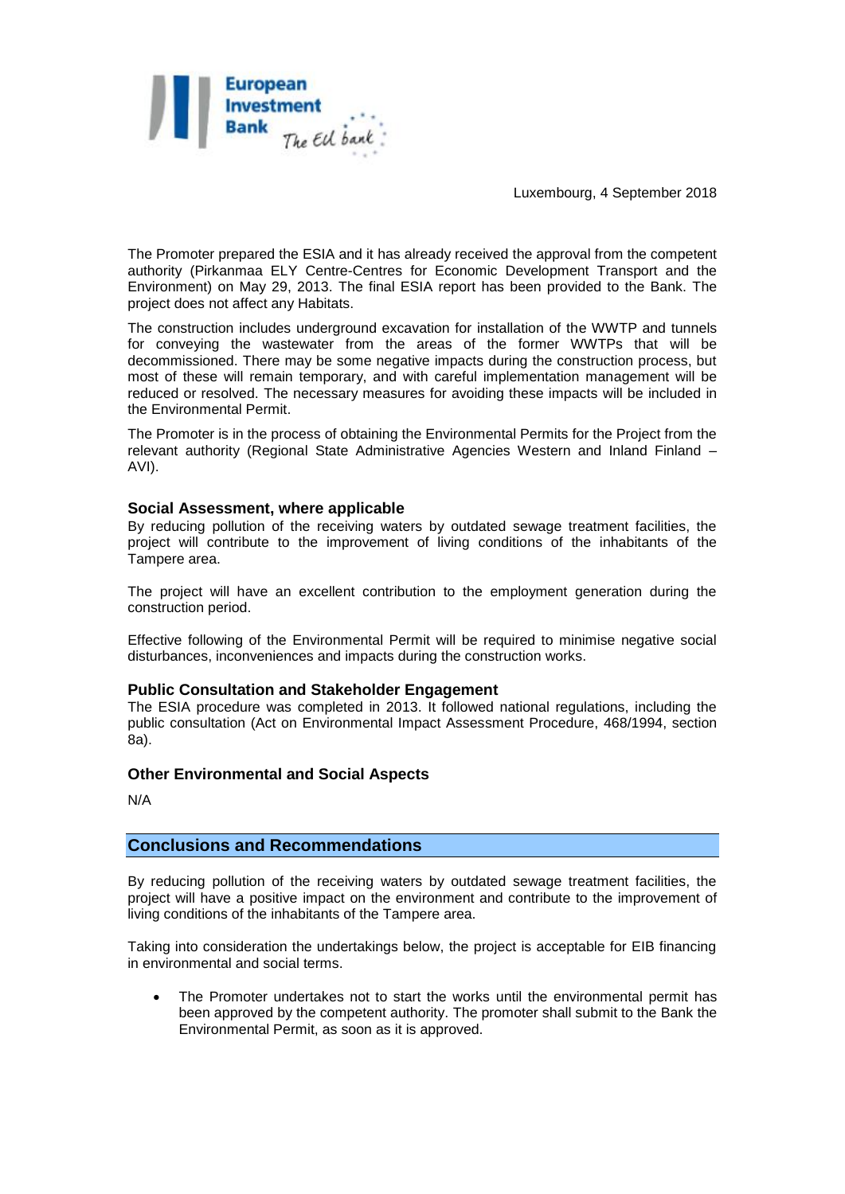Luxembourg, 4 September 2018

The Promoter prepared the ESIA and it has already received the approval from the competent authority (Pirkanmaa ELY Centre-Centres for Economic Development Transport and the Environment) on May 29, 2013. The final ESIA report has been provided to the Bank. The project does not affect any Habitats.

The construction includes underground excavation for installation of the WWTP and tunnels for conveying the wastewater from the areas of the former WWTPs that will be decommissioned. There may be some negative impacts during the construction process, but most of these will remain temporary, and with careful implementation management will be reduced or resolved. The necessary measures for avoiding these impacts will be included in the Environmental Permit.

The Promoter is in the process of obtaining the Environmental Permits for the Project from the relevant authority (Regional State Administrative Agencies Western and Inland Finland – AVI).

### Social Assessment, where applicable

By reducing pollution of the receiving waters by outdated sewage treatment facilities, the project will contribute to the improvement of living conditions of the inhabitants of the Tampere area.

The project will have an excellent contribution to the employment generation during the construction period.

Effective following of the Environmental Permit will be required to minimise negative social disturbances, inconveniences and impacts during the construction works.

### Public Consultation and Stakeholder Engagement

The ESIA procedure was completed in 2013. It followed national regulations, including the public consultation (Act on Environmental Impact Assessment Procedure, 468/1994, section 8a).

### Other Environmental and Social Aspects

N/A

## Conclusions and Recommendations

By reducing pollution of the receiving waters by outdated sewage treatment facilities, the project will have a positive impact on the environment and contribute to the improvement of living conditions of the inhabitants of the Tampere area.

Taking into consideration the undertakings below, the project is acceptable for EIB financing in environmental and social terms.

- The Promoter undertakes not to start the works until the environmental permit has been approved by the competent authority. The promoter shall submit to the Bank the Environmental Permit, as soon as it is approved.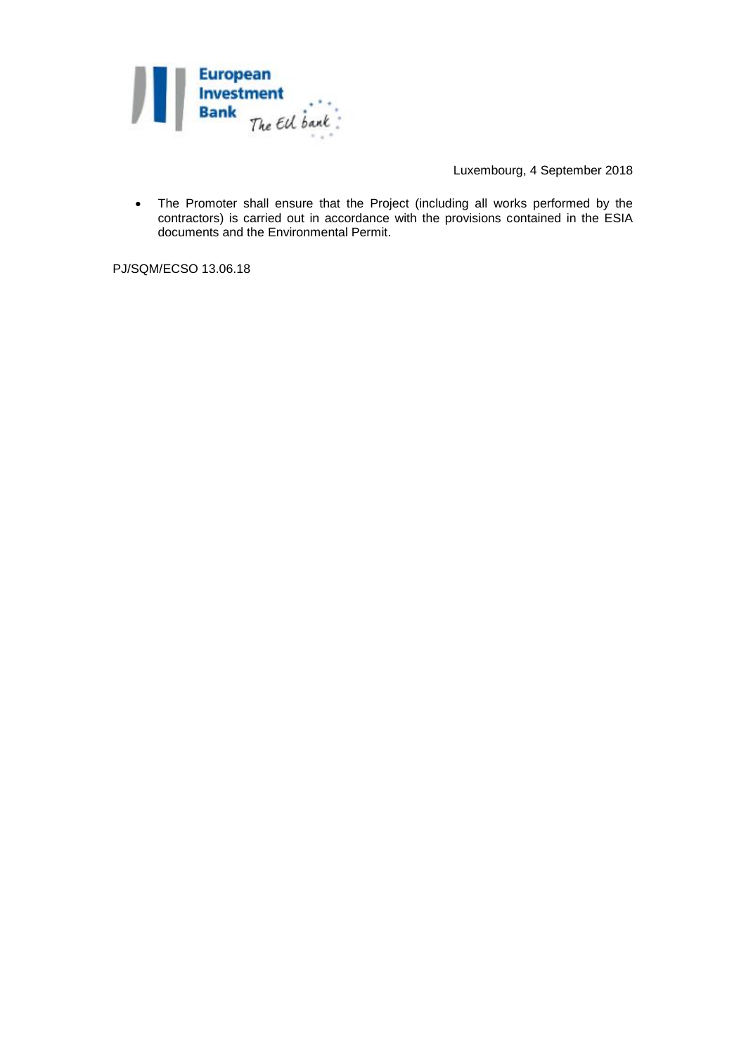Luxembourg, 4 September 2018

- The Promoter shall ensure that the Project (including all works performed by the contractors) is carried out in accordance with the provisions contained in the ESIA documents and the Environmental Permit.

PJ/SQM/ECSO 13.06.18